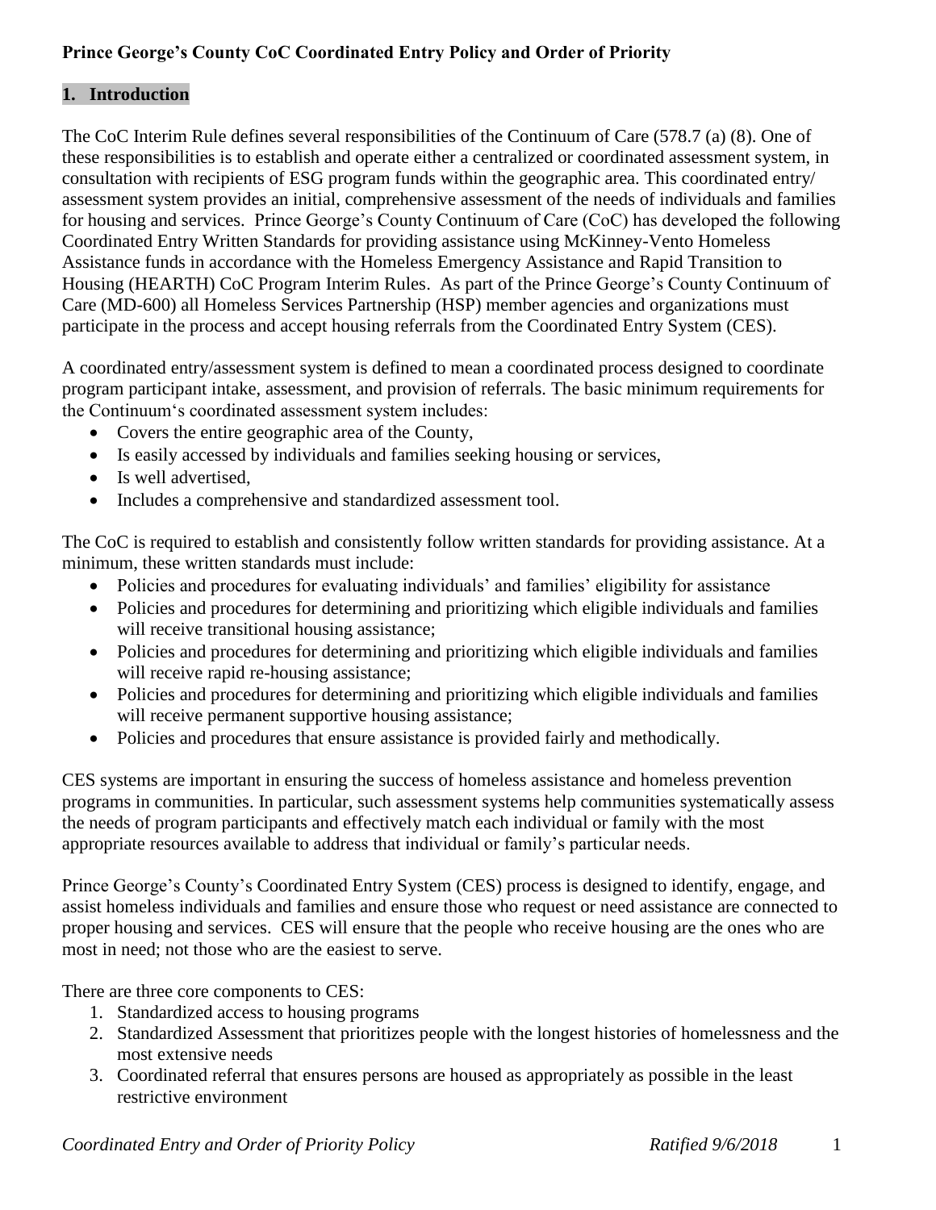**Prince George's County CoC Coordinated Entry Policy and Order of Priority**

## 1. Introduction

The CoC Interim Rule defines several responsibilities of the Continuum of Care (578.7 (a) (8). One of these responsibilities is to establish and operate either a centralized or coordinated assessment system, in consultation with recipients of ESG program funds within the geographic area. This coordinated entry/ assessment system provides an initial, comprehensive assessment of the needs of individuals and families for housing and services. Prince George's County Continuum of Care (CoC) has developed the following Coordinated Entry Written Standards for providing assistance using McKinney-Vento Homeless Assistance funds in accordance with the Homeless Emergency Assistance and Rapid Transition to Housing (HEARTH) CoC Program Interim Rules. As part of the Prince George's County Continuum of Care (MD-600) all Homeless Services Partnership (HSP) member agencies and organizations must participate in the process and accept housing referrals from the Coordinated Entry System (CES).

A coordinated entry/assessment system is defined to mean a coordinated process designed to coordinate program participant intake, assessment, and provision of referrals. The basic minimum requirements for the Continuum's coordinated assessment system includes:

- Covers the entire geographic area of the County,
- Is easily accessed by individuals and families seeking housing or services,
- Is well advertised,
- Includes a comprehensive and standardized assessment tool.

The CoC is required to establish and consistently follow written standards for providing assistance. At a minimum, these written standards must include:

- Policies and procedures for evaluating individuals' and families' eligibility for assistance
- Policies and procedures for determining and prioritizing which eligible individuals and families will receive transitional housing assistance;
- Policies and procedures for determining and prioritizing which eligible individuals and families will receive rapid re-housing assistance;
- Policies and procedures for determining and prioritizing which eligible individuals and families will receive permanent supportive housing assistance;
- Policies and procedures that ensure assistance is provided fairly and methodically.

CES systems are important in ensuring the success of homeless assistance and homeless prevention programs in communities. In particular, such assessment systems help communities systematically assess the needs of program participants and effectively match each individual or family with the most appropriate resources available to address that individual or family's particular needs.

Prince George's County's Coordinated Entry System (CES) process is designed to identify, engage, and assist homeless individuals and families and ensure those who request or need assistance are connected to proper housing and services. CES will ensure that the people who receive housing are the ones who are most in need; not those who are the easiest to serve.

There are three core components to CES:

1. Standardized access to housing programs
2. Standardized Assessment that prioritizes people with the longest histories of homelessness and the most extensive needs
3. Coordinated referral that ensures persons are housed as appropriately as possible in the least restrictive environment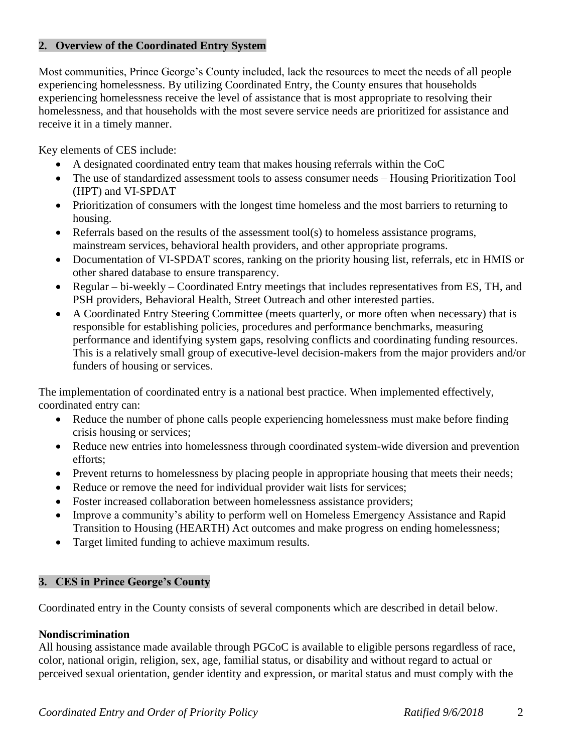## 2. Overview of the Coordinated Entry System

Most communities, Prince George's County included, lack the resources to meet the needs of all people experiencing homelessness. By utilizing Coordinated Entry, the County ensures that households experiencing homelessness receive the level of assistance that is most appropriate to resolving their homelessness, and that households with the most severe service needs are prioritized for assistance and receive it in a timely manner.

Key elements of CES include:

- A designated coordinated entry team that makes housing referrals within the CoC
- The use of standardized assessment tools to assess consumer needs – Housing Prioritization Tool (HPT) and VI-SPDAT
- Prioritization of consumers with the longest time homeless and the most barriers to returning to housing.
- Referrals based on the results of the assessment tool(s) to homeless assistance programs, mainstream services, behavioral health providers, and other appropriate programs.
- Documentation of VI-SPDAT scores, ranking on the priority housing list, referrals, etc in HMIS or other shared database to ensure transparency.
- Regular – bi-weekly – Coordinated Entry meetings that includes representatives from ES, TH, and PSH providers, Behavioral Health, Street Outreach and other interested parties.
- A Coordinated Entry Steering Committee (meets quarterly, or more often when necessary) that is responsible for establishing policies, procedures and performance benchmarks, measuring performance and identifying system gaps, resolving conflicts and coordinating funding resources. This is a relatively small group of executive-level decision-makers from the major providers and/or funders of housing or services.

The implementation of coordinated entry is a national best practice. When implemented effectively, coordinated entry can:

- Reduce the number of phone calls people experiencing homelessness must make before finding crisis housing or services;
- Reduce new entries into homelessness through coordinated system-wide diversion and prevention efforts;
- Prevent returns to homelessness by placing people in appropriate housing that meets their needs;
- Reduce or remove the need for individual provider wait lists for services;
- Foster increased collaboration between homelessness assistance providers;
- Improve a community's ability to perform well on Homeless Emergency Assistance and Rapid Transition to Housing (HEARTH) Act outcomes and make progress on ending homelessness;
- Target limited funding to achieve maximum results.

## 3. CES in Prince George's County

Coordinated entry in the County consists of several components which are described in detail below.

**Nondiscrimination**

All housing assistance made available through PGCoC is available to eligible persons regardless of race, color, national origin, religion, sex, age, familial status, or disability and without regard to actual or perceived sexual orientation, gender identity and expression, or marital status and must comply with the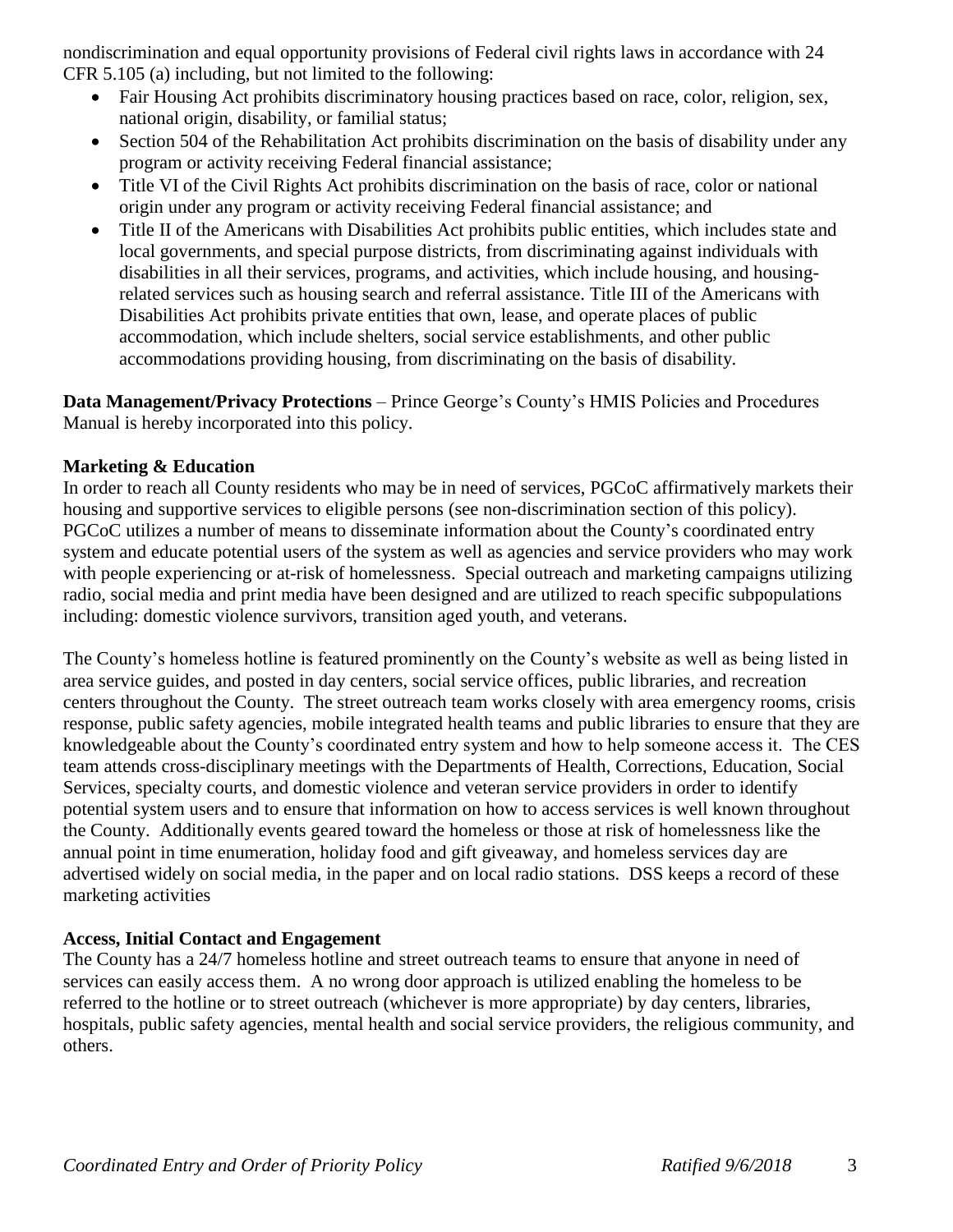nondiscrimination and equal opportunity provisions of Federal civil rights laws in accordance with 24 CFR 5.105 (a) including, but not limited to the following:

- Fair Housing Act prohibits discriminatory housing practices based on race, color, religion, sex, national origin, disability, or familial status;
- Section 504 of the Rehabilitation Act prohibits discrimination on the basis of disability under any program or activity receiving Federal financial assistance;
- Title VI of the Civil Rights Act prohibits discrimination on the basis of race, color or national origin under any program or activity receiving Federal financial assistance; and
- Title II of the Americans with Disabilities Act prohibits public entities, which includes state and local governments, and special purpose districts, from discriminating against individuals with disabilities in all their services, programs, and activities, which include housing, and housing-related services such as housing search and referral assistance. Title III of the Americans with Disabilities Act prohibits private entities that own, lease, and operate places of public accommodation, which include shelters, social service establishments, and other public accommodations providing housing, from discriminating on the basis of disability.

**Data Management/Privacy Protections** – Prince George's County's HMIS Policies and Procedures Manual is hereby incorporated into this policy.

**Marketing & Education**

In order to reach all County residents who may be in need of services, PGCoC affirmatively markets their housing and supportive services to eligible persons (see non-discrimination section of this policy). PGCoC utilizes a number of means to disseminate information about the County's coordinated entry system and educate potential users of the system as well as agencies and service providers who may work with people experiencing or at-risk of homelessness. Special outreach and marketing campaigns utilizing radio, social media and print media have been designed and are utilized to reach specific subpopulations including: domestic violence survivors, transition aged youth, and veterans.

The County's homeless hotline is featured prominently on the County's website as well as being listed in area service guides, and posted in day centers, social service offices, public libraries, and recreation centers throughout the County. The street outreach team works closely with area emergency rooms, crisis response, public safety agencies, mobile integrated health teams and public libraries to ensure that they are knowledgeable about the County's coordinated entry system and how to help someone access it. The CES team attends cross-disciplinary meetings with the Departments of Health, Corrections, Education, Social Services, specialty courts, and domestic violence and veteran service providers in order to identify potential system users and to ensure that information on how to access services is well known throughout the County. Additionally events geared toward the homeless or those at risk of homelessness like the annual point in time enumeration, holiday food and gift giveaway, and homeless services day are advertised widely on social media, in the paper and on local radio stations. DSS keeps a record of these marketing activities

**Access, Initial Contact and Engagement**

The County has a 24/7 homeless hotline and street outreach teams to ensure that anyone in need of services can easily access them. A no wrong door approach is utilized enabling the homeless to be referred to the hotline or to street outreach (whichever is more appropriate) by day centers, libraries, hospitals, public safety agencies, mental health and social service providers, the religious community, and others.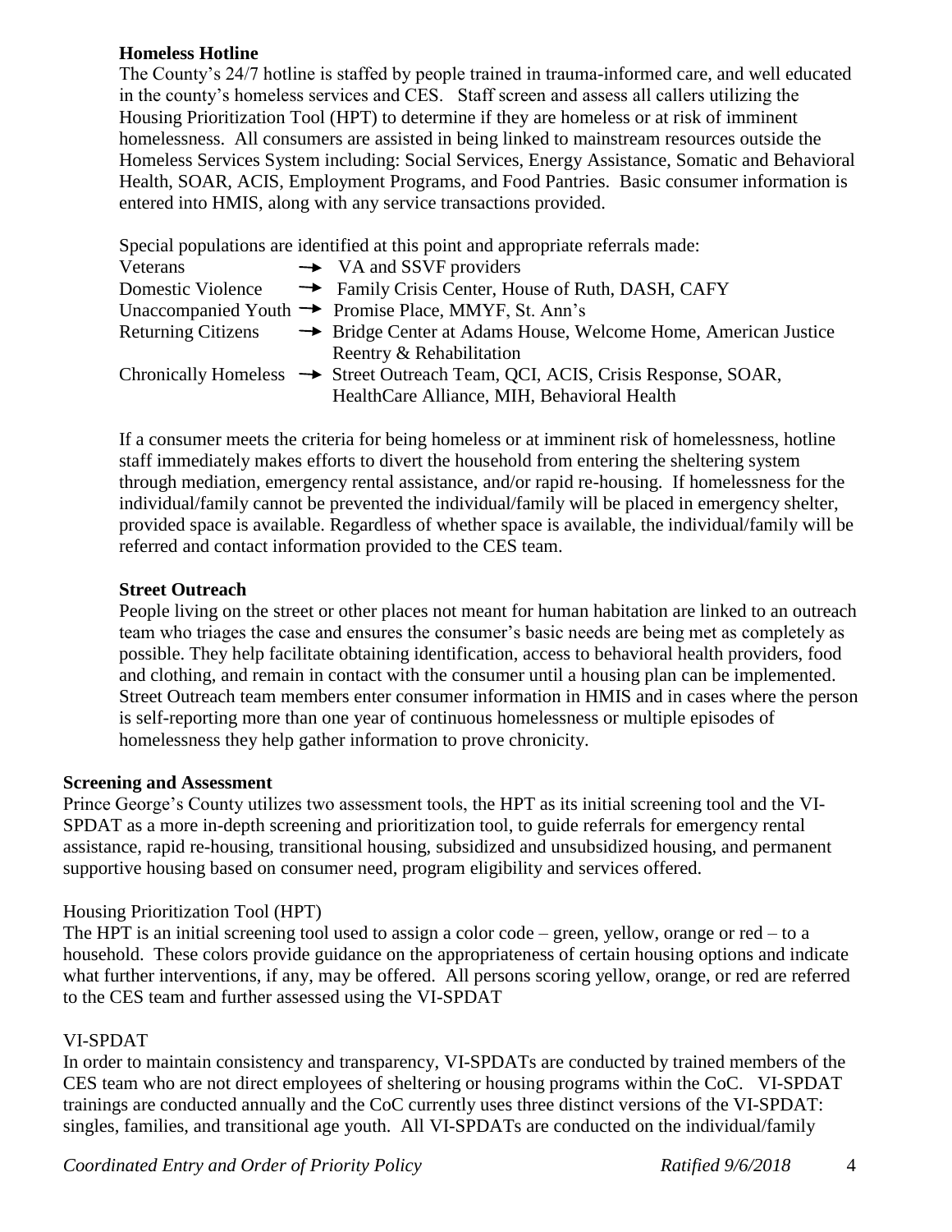**Homeless Hotline**

The County's 24/7 hotline is staffed by people trained in trauma-informed care, and well educated in the county's homeless services and CES. Staff screen and assess all callers utilizing the Housing Prioritization Tool (HPT) to determine if they are homeless or at risk of imminent homelessness. All consumers are assisted in being linked to mainstream resources outside the Homeless Services System including: Social Services, Energy Assistance, Somatic and Behavioral Health, SOAR, ACIS, Employment Programs, and Food Pantries. Basic consumer information is entered into HMIS, along with any service transactions provided.

Special populations are identified at this point and appropriate referrals made:

| | |
|---|---|
| Veterans | → VA and SSVF providers |
| Domestic Violence | → Family Crisis Center, House of Ruth, DASH, CAFY |
| Unaccompanied Youth | → Promise Place, MMYF, St. Ann's |
| Returning Citizens | → Bridge Center at Adams House, Welcome Home, American Justice Reentry & Rehabilitation |
| Chronically Homeless | → Street Outreach Team, QCI, ACIS, Crisis Response, SOAR, HealthCare Alliance, MIH, Behavioral Health |

If a consumer meets the criteria for being homeless or at imminent risk of homelessness, hotline staff immediately makes efforts to divert the household from entering the sheltering system through mediation, emergency rental assistance, and/or rapid re-housing. If homelessness for the individual/family cannot be prevented the individual/family will be placed in emergency shelter, provided space is available. Regardless of whether space is available, the individual/family will be referred and contact information provided to the CES team.

**Street Outreach**

People living on the street or other places not meant for human habitation are linked to an outreach team who triages the case and ensures the consumer's basic needs are being met as completely as possible. They help facilitate obtaining identification, access to behavioral health providers, food and clothing, and remain in contact with the consumer until a housing plan can be implemented. Street Outreach team members enter consumer information in HMIS and in cases where the person is self-reporting more than one year of continuous homelessness or multiple episodes of homelessness they help gather information to prove chronicity.

**Screening and Assessment**

Prince George's County utilizes two assessment tools, the HPT as its initial screening tool and the VI-SPDAT as a more in-depth screening and prioritization tool, to guide referrals for emergency rental assistance, rapid re-housing, transitional housing, subsidized and unsubsidized housing, and permanent supportive housing based on consumer need, program eligibility and services offered.

Housing Prioritization Tool (HPT)

The HPT is an initial screening tool used to assign a color code – green, yellow, orange or red – to a household. These colors provide guidance on the appropriateness of certain housing options and indicate what further interventions, if any, may be offered. All persons scoring yellow, orange, or red are referred to the CES team and further assessed using the VI-SPDAT

VI-SPDAT

In order to maintain consistency and transparency, VI-SPDATs are conducted by trained members of the CES team who are not direct employees of sheltering or housing programs within the CoC. VI-SPDAT trainings are conducted annually and the CoC currently uses three distinct versions of the VI-SPDAT: singles, families, and transitional age youth. All VI-SPDATs are conducted on the individual/family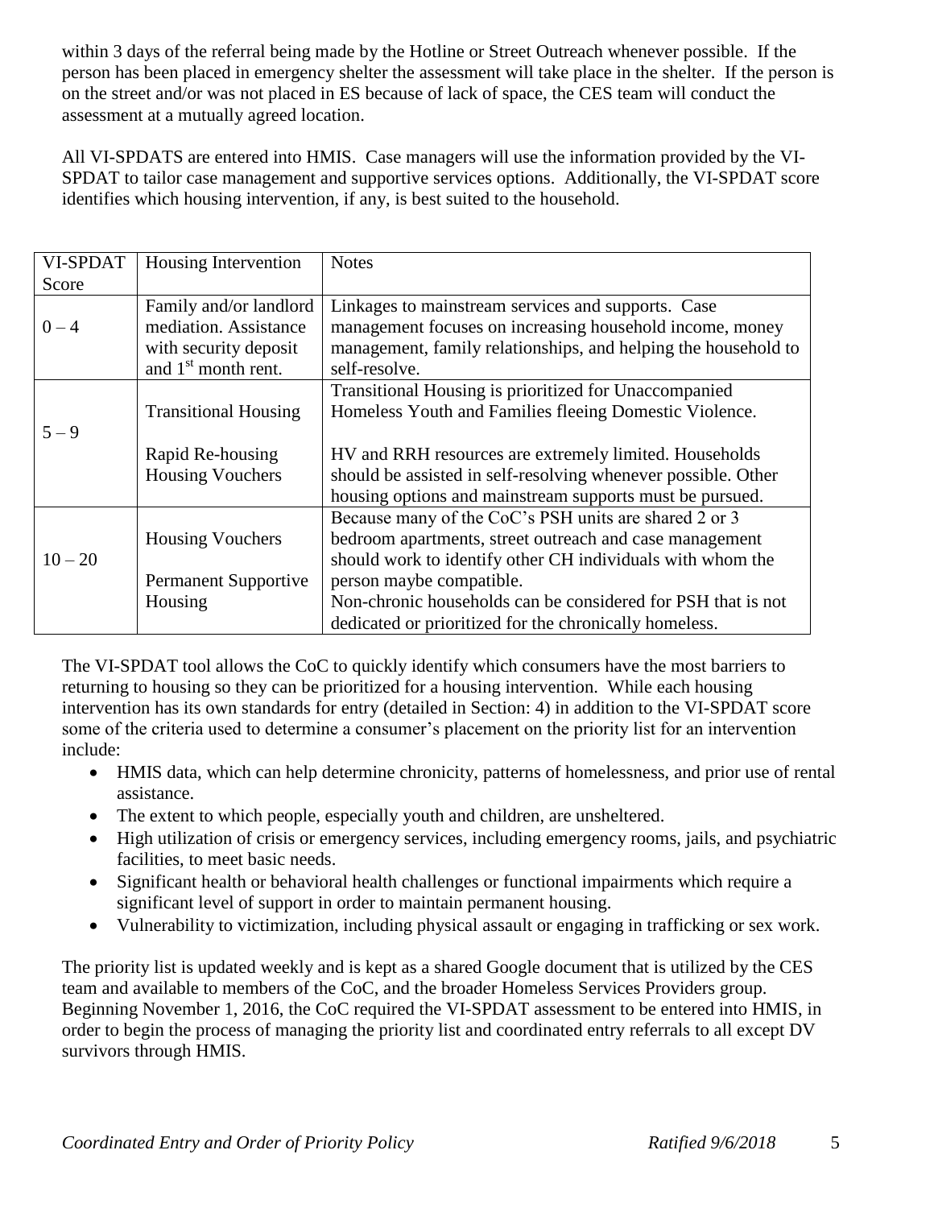within 3 days of the referral being made by the Hotline or Street Outreach whenever possible. If the person has been placed in emergency shelter the assessment will take place in the shelter. If the person is on the street and/or was not placed in ES because of lack of space, the CES team will conduct the assessment at a mutually agreed location.

All VI-SPDATS are entered into HMIS. Case managers will use the information provided by the VI-SPDAT to tailor case management and supportive services options. Additionally, the VI-SPDAT score identifies which housing intervention, if any, is best suited to the household.

| VI-SPDAT Score | Housing Intervention | Notes |
|---|---|---|
| 0 – 4 | Family and/or landlord mediation. Assistance with security deposit and 1st month rent. | Linkages to mainstream services and supports. Case management focuses on increasing household income, money management, family relationships, and helping the household to self-resolve. |
| 5 – 9 | Transitional Housing<br><br>Rapid Re-housing Housing Vouchers | Transitional Housing is prioritized for Unaccompanied Homeless Youth and Families fleeing Domestic Violence.<br><br>HV and RRH resources are extremely limited. Households should be assisted in self-resolving whenever possible. Other housing options and mainstream supports must be pursued. |
| 10 – 20 | Housing Vouchers<br><br>Permanent Supportive Housing | Because many of the CoC's PSH units are shared 2 or 3 bedroom apartments, street outreach and case management should work to identify other CH individuals with whom the person maybe compatible.<br>Non-chronic households can be considered for PSH that is not dedicated or prioritized for the chronically homeless. |

The VI-SPDAT tool allows the CoC to quickly identify which consumers have the most barriers to returning to housing so they can be prioritized for a housing intervention. While each housing intervention has its own standards for entry (detailed in Section: 4) in addition to the VI-SPDAT score some of the criteria used to determine a consumer's placement on the priority list for an intervention include:

- HMIS data, which can help determine chronicity, patterns of homelessness, and prior use of rental assistance.
- The extent to which people, especially youth and children, are unsheltered.
- High utilization of crisis or emergency services, including emergency rooms, jails, and psychiatric facilities, to meet basic needs.
- Significant health or behavioral health challenges or functional impairments which require a significant level of support in order to maintain permanent housing.
- Vulnerability to victimization, including physical assault or engaging in trafficking or sex work.

The priority list is updated weekly and is kept as a shared Google document that is utilized by the CES team and available to members of the CoC, and the broader Homeless Services Providers group. Beginning November 1, 2016, the CoC required the VI-SPDAT assessment to be entered into HMIS, in order to begin the process of managing the priority list and coordinated entry referrals to all except DV survivors through HMIS.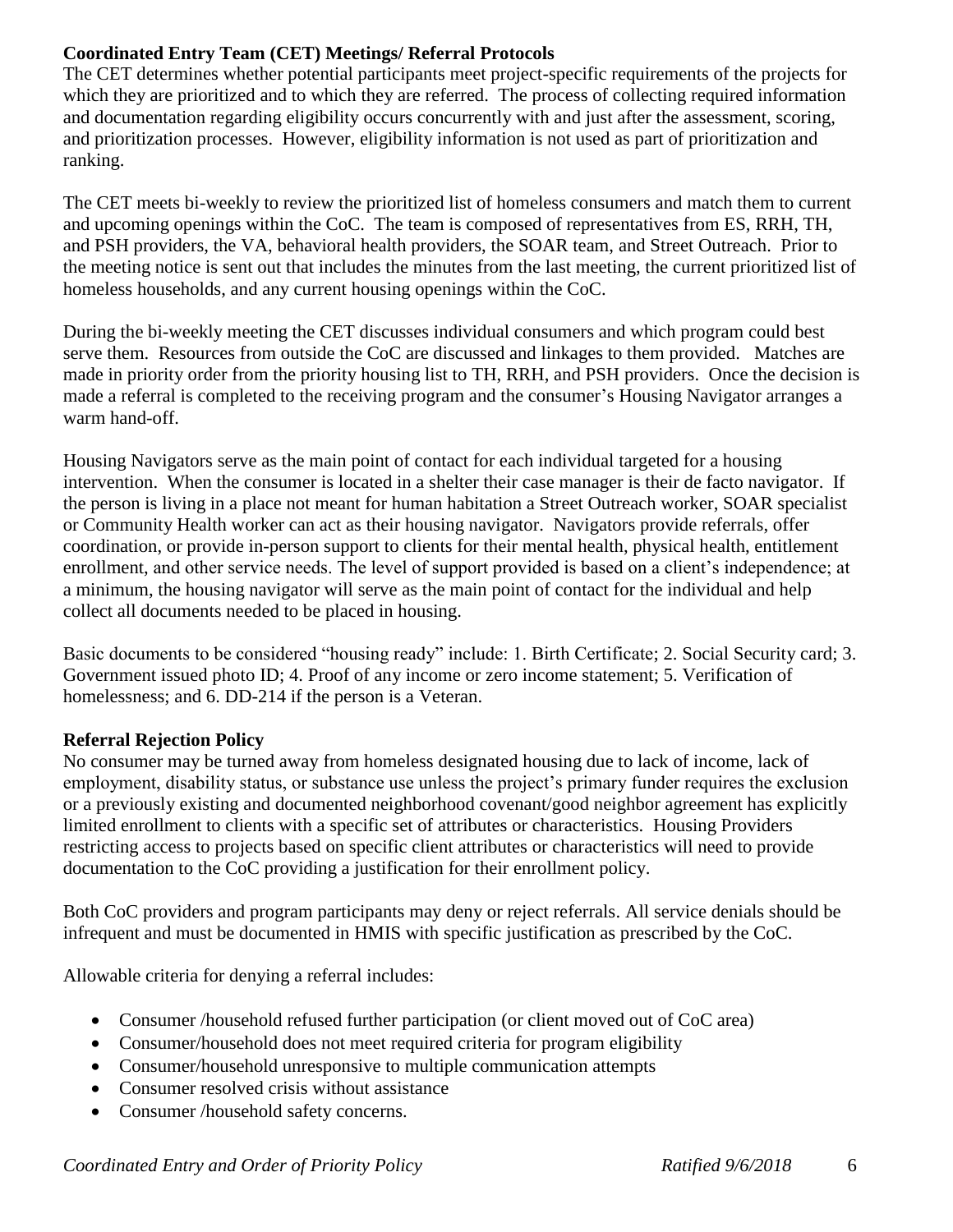**Coordinated Entry Team (CET) Meetings/ Referral Protocols**

The CET determines whether potential participants meet project-specific requirements of the projects for which they are prioritized and to which they are referred. The process of collecting required information and documentation regarding eligibility occurs concurrently with and just after the assessment, scoring, and prioritization processes. However, eligibility information is not used as part of prioritization and ranking.

The CET meets bi-weekly to review the prioritized list of homeless consumers and match them to current and upcoming openings within the CoC. The team is composed of representatives from ES, RRH, TH, and PSH providers, the VA, behavioral health providers, the SOAR team, and Street Outreach. Prior to the meeting notice is sent out that includes the minutes from the last meeting, the current prioritized list of homeless households, and any current housing openings within the CoC.

During the bi-weekly meeting the CET discusses individual consumers and which program could best serve them. Resources from outside the CoC are discussed and linkages to them provided. Matches are made in priority order from the priority housing list to TH, RRH, and PSH providers. Once the decision is made a referral is completed to the receiving program and the consumer's Housing Navigator arranges a warm hand-off.

Housing Navigators serve as the main point of contact for each individual targeted for a housing intervention. When the consumer is located in a shelter their case manager is their de facto navigator. If the person is living in a place not meant for human habitation a Street Outreach worker, SOAR specialist or Community Health worker can act as their housing navigator. Navigators provide referrals, offer coordination, or provide in-person support to clients for their mental health, physical health, entitlement enrollment, and other service needs. The level of support provided is based on a client's independence; at a minimum, the housing navigator will serve as the main point of contact for the individual and help collect all documents needed to be placed in housing.

Basic documents to be considered "housing ready" include: 1. Birth Certificate; 2. Social Security card; 3. Government issued photo ID; 4. Proof of any income or zero income statement; 5. Verification of homelessness; and 6. DD-214 if the person is a Veteran.

**Referral Rejection Policy**

No consumer may be turned away from homeless designated housing due to lack of income, lack of employment, disability status, or substance use unless the project's primary funder requires the exclusion or a previously existing and documented neighborhood covenant/good neighbor agreement has explicitly limited enrollment to clients with a specific set of attributes or characteristics. Housing Providers restricting access to projects based on specific client attributes or characteristics will need to provide documentation to the CoC providing a justification for their enrollment policy.

Both CoC providers and program participants may deny or reject referrals. All service denials should be infrequent and must be documented in HMIS with specific justification as prescribed by the CoC.

Allowable criteria for denying a referral includes:

- Consumer /household refused further participation (or client moved out of CoC area)
- Consumer/household does not meet required criteria for program eligibility
- Consumer/household unresponsive to multiple communication attempts
- Consumer resolved crisis without assistance
- Consumer /household safety concerns.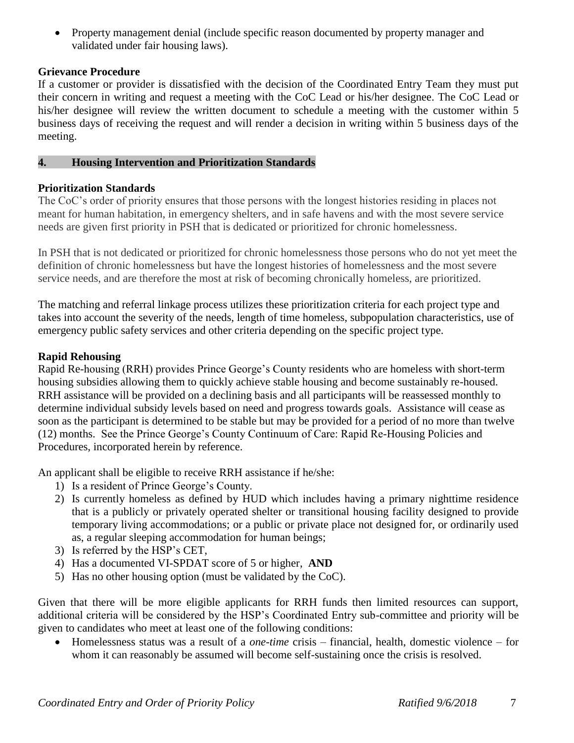- Property management denial (include specific reason documented by property manager and validated under fair housing laws).

**Grievance Procedure**

If a customer or provider is dissatisfied with the decision of the Coordinated Entry Team they must put their concern in writing and request a meeting with the CoC Lead or his/her designee. The CoC Lead or his/her designee will review the written document to schedule a meeting with the customer within 5 business days of receiving the request and will render a decision in writing within 5 business days of the meeting.

## 4. Housing Intervention and Prioritization Standards

**Prioritization Standards**

The CoC's order of priority ensures that those persons with the longest histories residing in places not meant for human habitation, in emergency shelters, and in safe havens and with the most severe service needs are given first priority in PSH that is dedicated or prioritized for chronic homelessness.

In PSH that is not dedicated or prioritized for chronic homelessness those persons who do not yet meet the definition of chronic homelessness but have the longest histories of homelessness and the most severe service needs, and are therefore the most at risk of becoming chronically homeless, are prioritized.

The matching and referral linkage process utilizes these prioritization criteria for each project type and takes into account the severity of the needs, length of time homeless, subpopulation characteristics, use of emergency public safety services and other criteria depending on the specific project type.

**Rapid Rehousing**

Rapid Re-housing (RRH) provides Prince George's County residents who are homeless with short-term housing subsidies allowing them to quickly achieve stable housing and become sustainably re-housed. RRH assistance will be provided on a declining basis and all participants will be reassessed monthly to determine individual subsidy levels based on need and progress towards goals. Assistance will cease as soon as the participant is determined to be stable but may be provided for a period of no more than twelve (12) months. See the Prince George's County Continuum of Care: Rapid Re-Housing Policies and Procedures, incorporated herein by reference.

An applicant shall be eligible to receive RRH assistance if he/she:

1) Is a resident of Prince George's County.
2) Is currently homeless as defined by HUD which includes having a primary nighttime residence that is a publicly or privately operated shelter or transitional housing facility designed to provide temporary living accommodations; or a public or private place not designed for, or ordinarily used as, a regular sleeping accommodation for human beings;
3) Is referred by the HSP's CET,
4) Has a documented VI-SPDAT score of 5 or higher, **AND**
5) Has no other housing option (must be validated by the CoC).

Given that there will be more eligible applicants for RRH funds then limited resources can support, additional criteria will be considered by the HSP's Coordinated Entry sub-committee and priority will be given to candidates who meet at least one of the following conditions:

- Homelessness status was a result of a *one-time* crisis – financial, health, domestic violence – for whom it can reasonably be assumed will become self-sustaining once the crisis is resolved.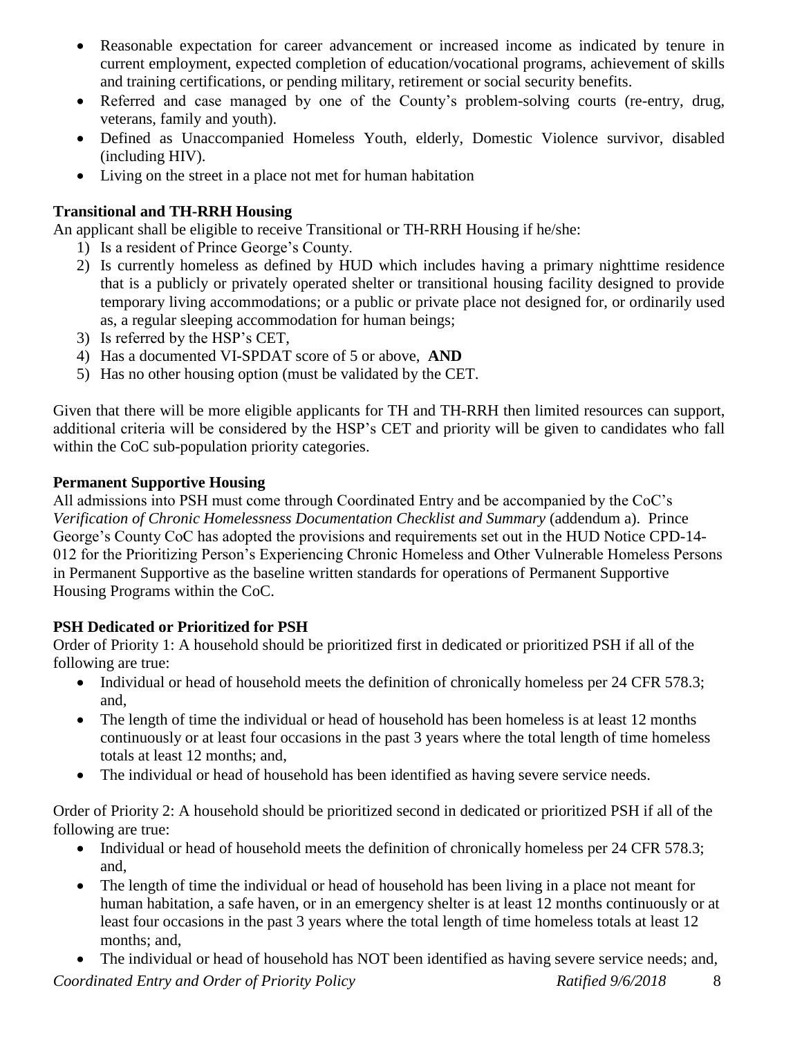- Reasonable expectation for career advancement or increased income as indicated by tenure in current employment, expected completion of education/vocational programs, achievement of skills and training certifications, or pending military, retirement or social security benefits.
- Referred and case managed by one of the County's problem-solving courts (re-entry, drug, veterans, family and youth).
- Defined as Unaccompanied Homeless Youth, elderly, Domestic Violence survivor, disabled (including HIV).
- Living on the street in a place not met for human habitation

**Transitional and TH-RRH Housing**

An applicant shall be eligible to receive Transitional or TH-RRH Housing if he/she:

1) Is a resident of Prince George's County.
2) Is currently homeless as defined by HUD which includes having a primary nighttime residence that is a publicly or privately operated shelter or transitional housing facility designed to provide temporary living accommodations; or a public or private place not designed for, or ordinarily used as, a regular sleeping accommodation for human beings;
3) Is referred by the HSP's CET,
4) Has a documented VI-SPDAT score of 5 or above, **AND**
5) Has no other housing option (must be validated by the CET.

Given that there will be more eligible applicants for TH and TH-RRH then limited resources can support, additional criteria will be considered by the HSP's CET and priority will be given to candidates who fall within the CoC sub-population priority categories.

**Permanent Supportive Housing**

All admissions into PSH must come through Coordinated Entry and be accompanied by the CoC's *Verification of Chronic Homelessness Documentation Checklist and Summary* (addendum a). Prince George's County CoC has adopted the provisions and requirements set out in the HUD Notice CPD-14-012 for the Prioritizing Person's Experiencing Chronic Homeless and Other Vulnerable Homeless Persons in Permanent Supportive as the baseline written standards for operations of Permanent Supportive Housing Programs within the CoC.

**PSH Dedicated or Prioritized for PSH**

Order of Priority 1: A household should be prioritized first in dedicated or prioritized PSH if all of the following are true:

- Individual or head of household meets the definition of chronically homeless per 24 CFR 578.3; and,
- The length of time the individual or head of household has been homeless is at least 12 months continuously or at least four occasions in the past 3 years where the total length of time homeless totals at least 12 months; and,
- The individual or head of household has been identified as having severe service needs.

Order of Priority 2: A household should be prioritized second in dedicated or prioritized PSH if all of the following are true:

- Individual or head of household meets the definition of chronically homeless per 24 CFR 578.3; and,
- The length of time the individual or head of household has been living in a place not meant for human habitation, a safe haven, or in an emergency shelter is at least 12 months continuously or at least four occasions in the past 3 years where the total length of time homeless totals at least 12 months; and,
- The individual or head of household has NOT been identified as having severe service needs; and,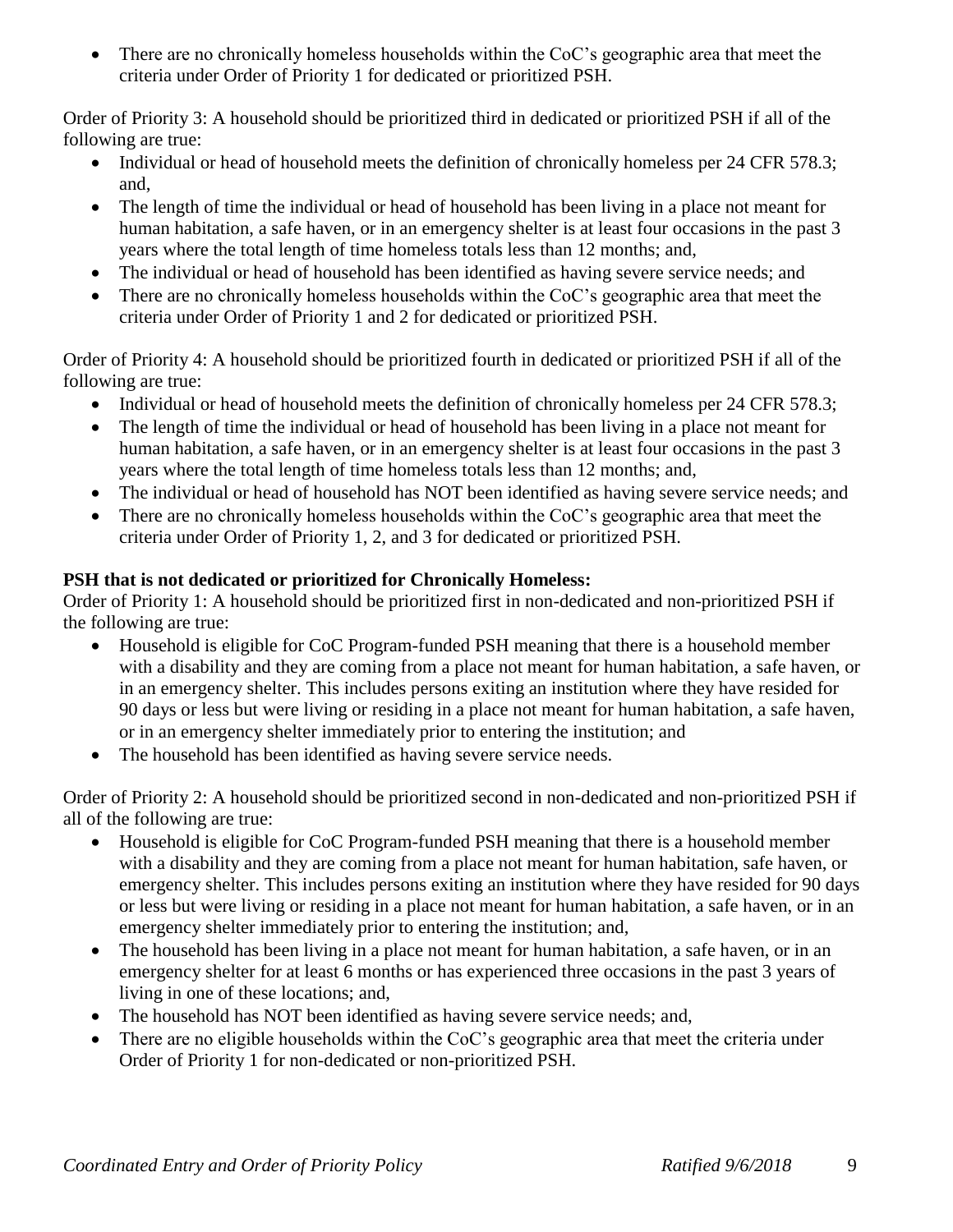- There are no chronically homeless households within the CoC's geographic area that meet the criteria under Order of Priority 1 for dedicated or prioritized PSH.

Order of Priority 3: A household should be prioritized third in dedicated or prioritized PSH if all of the following are true:

- Individual or head of household meets the definition of chronically homeless per 24 CFR 578.3; and,
- The length of time the individual or head of household has been living in a place not meant for human habitation, a safe haven, or in an emergency shelter is at least four occasions in the past 3 years where the total length of time homeless totals less than 12 months; and,
- The individual or head of household has been identified as having severe service needs; and
- There are no chronically homeless households within the CoC's geographic area that meet the criteria under Order of Priority 1 and 2 for dedicated or prioritized PSH.

Order of Priority 4: A household should be prioritized fourth in dedicated or prioritized PSH if all of the following are true:

- Individual or head of household meets the definition of chronically homeless per 24 CFR 578.3;
- The length of time the individual or head of household has been living in a place not meant for human habitation, a safe haven, or in an emergency shelter is at least four occasions in the past 3 years where the total length of time homeless totals less than 12 months; and,
- The individual or head of household has NOT been identified as having severe service needs; and
- There are no chronically homeless households within the CoC's geographic area that meet the criteria under Order of Priority 1, 2, and 3 for dedicated or prioritized PSH.

**PSH that is not dedicated or prioritized for Chronically Homeless:**

Order of Priority 1: A household should be prioritized first in non-dedicated and non-prioritized PSH if the following are true:

- Household is eligible for CoC Program-funded PSH meaning that there is a household member with a disability and they are coming from a place not meant for human habitation, a safe haven, or in an emergency shelter. This includes persons exiting an institution where they have resided for 90 days or less but were living or residing in a place not meant for human habitation, a safe haven, or in an emergency shelter immediately prior to entering the institution; and
- The household has been identified as having severe service needs.

Order of Priority 2: A household should be prioritized second in non-dedicated and non-prioritized PSH if all of the following are true:

- Household is eligible for CoC Program-funded PSH meaning that there is a household member with a disability and they are coming from a place not meant for human habitation, safe haven, or emergency shelter. This includes persons exiting an institution where they have resided for 90 days or less but were living or residing in a place not meant for human habitation, a safe haven, or in an emergency shelter immediately prior to entering the institution; and,
- The household has been living in a place not meant for human habitation, a safe haven, or in an emergency shelter for at least 6 months or has experienced three occasions in the past 3 years of living in one of these locations; and,
- The household has NOT been identified as having severe service needs; and,
- There are no eligible households within the CoC's geographic area that meet the criteria under Order of Priority 1 for non-dedicated or non-prioritized PSH.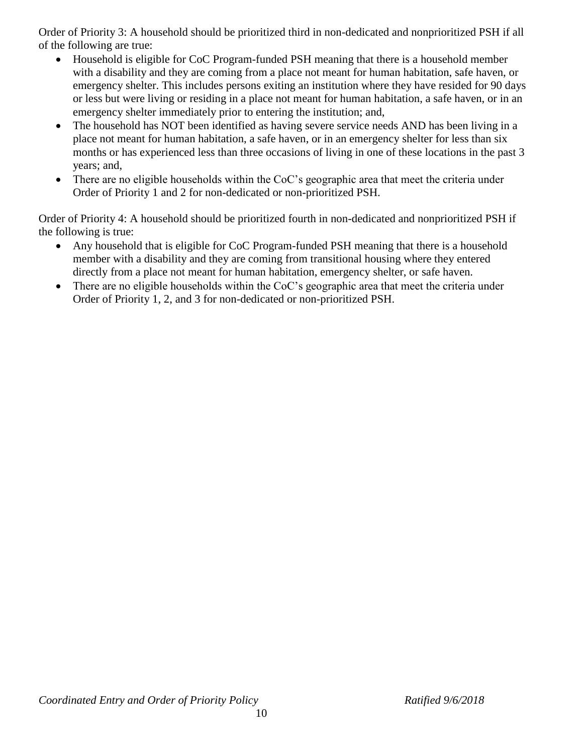Order of Priority 3: A household should be prioritized third in non-dedicated and nonprioritized PSH if all of the following are true:

- Household is eligible for CoC Program-funded PSH meaning that there is a household member with a disability and they are coming from a place not meant for human habitation, safe haven, or emergency shelter. This includes persons exiting an institution where they have resided for 90 days or less but were living or residing in a place not meant for human habitation, a safe haven, or in an emergency shelter immediately prior to entering the institution; and,
- The household has NOT been identified as having severe service needs AND has been living in a place not meant for human habitation, a safe haven, or in an emergency shelter for less than six months or has experienced less than three occasions of living in one of these locations in the past 3 years; and,
- There are no eligible households within the CoC's geographic area that meet the criteria under Order of Priority 1 and 2 for non-dedicated or non-prioritized PSH.

Order of Priority 4: A household should be prioritized fourth in non-dedicated and nonprioritized PSH if the following is true:

- Any household that is eligible for CoC Program-funded PSH meaning that there is a household member with a disability and they are coming from transitional housing where they entered directly from a place not meant for human habitation, emergency shelter, or safe haven.
- There are no eligible households within the CoC's geographic area that meet the criteria under Order of Priority 1, 2, and 3 for non-dedicated or non-prioritized PSH.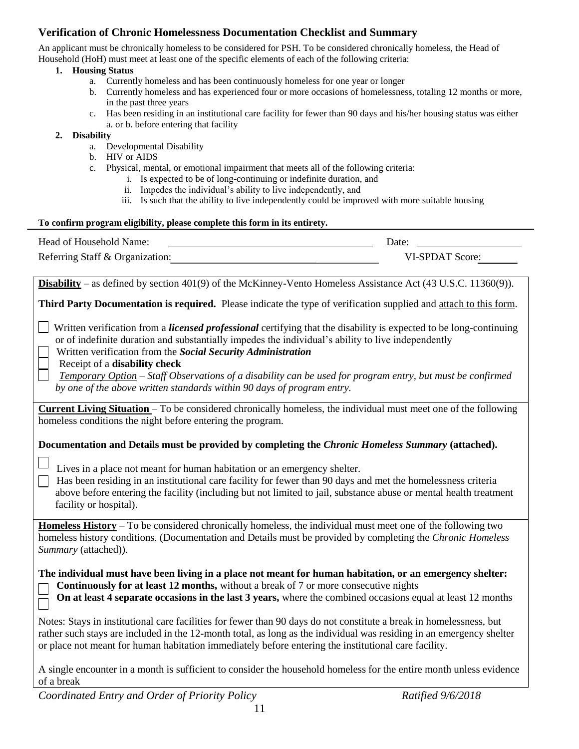## Verification of Chronic Homelessness Documentation Checklist and Summary

An applicant must be chronically homeless to be considered for PSH. To be considered chronically homeless, the Head of Household (HoH) must meet at least one of the specific elements of each of the following criteria:

1. **Housing Status**
   a. Currently homeless and has been continuously homeless for one year or longer
   b. Currently homeless and has experienced four or more occasions of homelessness, totaling 12 months or more, in the past three years
   c. Has been residing in an institutional care facility for fewer than 90 days and his/her housing status was either a. or b. before entering that facility
2. **Disability**
   a. Developmental Disability
   b. HIV or AIDS
   c. Physical, mental, or emotional impairment that meets all of the following criteria:
      i. Is expected to be of long-continuing or indefinite duration, and
      ii. Impedes the individual's ability to live independently, and
      iii. Is such that the ability to live independently could be improved with more suitable housing

**To confirm program eligibility, please complete this form in its entirety.**

Head of Household Name: ______________________________ Date: ____________

Referring Staff & Organization: ______________________________ VI-SPDAT Score: ______

---

**Disability** – as defined by section 401(9) of the McKinney-Vento Homeless Assistance Act (43 U.S.C. 11360(9)).

**Third Party Documentation is required.** Please indicate the type of verification supplied and attach to this form.

☐ Written verification from a ***licensed professional*** certifying that the disability is expected to be long-continuing or of indefinite duration and substantially impedes the individual's ability to live independently
☐ Written verification from the ***Social Security Administration***
☐ Receipt of a **disability check**
☐ *Temporary Option – Staff Observations of a disability can be used for program entry, but must be confirmed by one of the above written standards within 90 days of program entry.*

---

**Current Living Situation** – To be considered chronically homeless, the individual must meet one of the following homeless conditions the night before entering the program.

**Documentation and Details must be provided by completing the *Chronic Homeless Summary* (attached).**

☐ Lives in a place not meant for human habitation or an emergency shelter.
☐ Has been residing in an institutional care facility for fewer than 90 days and met the homelessness criteria above before entering the facility (including but not limited to jail, substance abuse or mental health treatment facility or hospital).

---

**Homeless History** – To be considered chronically homeless, the individual must meet one of the following two homeless history conditions. (Documentation and Details must be provided by completing the *Chronic Homeless Summary* (attached)).

**The individual must have been living in a place not meant for human habitation, or an emergency shelter:**
☐ **Continuously for at least 12 months,** without a break of 7 or more consecutive nights
☐ **On at least 4 separate occasions in the last 3 years,** where the combined occasions equal at least 12 months

Notes: Stays in institutional care facilities for fewer than 90 days do not constitute a break in homelessness, but rather such stays are included in the 12-month total, as long as the individual was residing in an emergency shelter or place not meant for human habitation immediately before entering the institutional care facility.

A single encounter in a month is sufficient to consider the household homeless for the entire month unless evidence of a break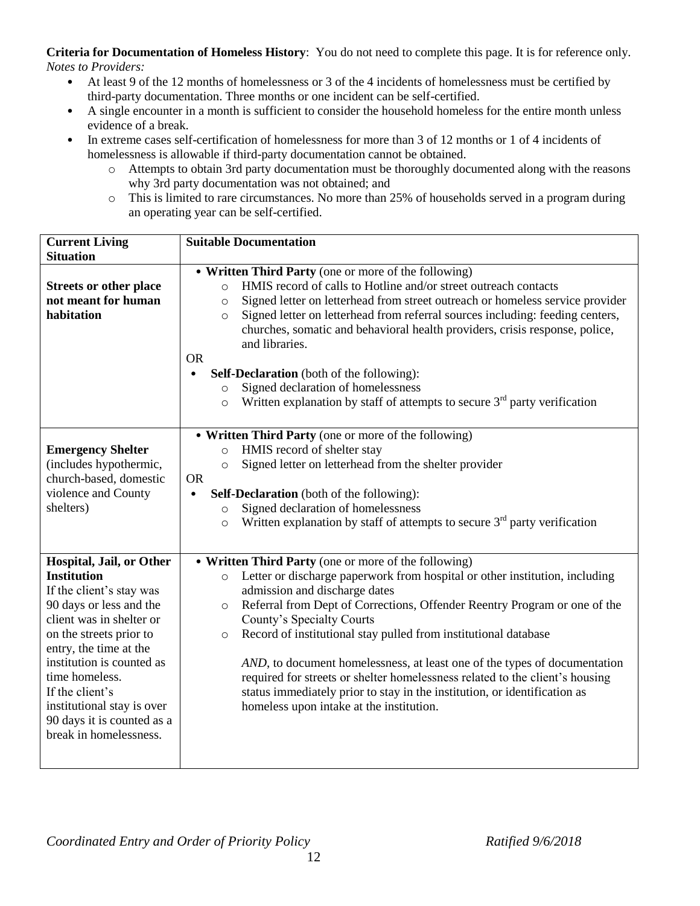**Criteria for Documentation of Homeless History**: You do not need to complete this page. It is for reference only.
*Notes to Providers:*

- At least 9 of the 12 months of homelessness or 3 of the 4 incidents of homelessness must be certified by third-party documentation. Three months or one incident can be self-certified.
- A single encounter in a month is sufficient to consider the household homeless for the entire month unless evidence of a break.
- In extreme cases self-certification of homelessness for more than 3 of 12 months or 1 of 4 incidents of homelessness is allowable if third-party documentation cannot be obtained.
  - Attempts to obtain 3rd party documentation must be thoroughly documented along with the reasons why 3rd party documentation was not obtained; and
  - This is limited to rare circumstances. No more than 25% of households served in a program during an operating year can be self-certified.

| **Current Living Situation** | **Suitable Documentation** |
|---|---|
| **Streets or other place not meant for human habitation** | • **Written Third Party** (one or more of the following)<br>○ HMIS record of calls to Hotline and/or street outreach contacts<br>○ Signed letter on letterhead from street outreach or homeless service provider<br>○ Signed letter on letterhead from referral sources including: feeding centers, churches, somatic and behavioral health providers, crisis response, police, and libraries.<br>OR<br>• **Self-Declaration** (both of the following):<br>○ Signed declaration of homelessness<br>○ Written explanation by staff of attempts to secure 3rd party verification |
| **Emergency Shelter** (includes hypothermic, church-based, domestic violence and County shelters) | • **Written Third Party** (one or more of the following)<br>○ HMIS record of shelter stay<br>○ Signed letter on letterhead from the shelter provider<br>OR<br>• **Self-Declaration** (both of the following):<br>○ Signed declaration of homelessness<br>○ Written explanation by staff of attempts to secure 3rd party verification |
| **Hospital, Jail, or Other Institution**<br>If the client's stay was 90 days or less and the client was in shelter or on the streets prior to entry, the time at the institution is counted as time homeless.<br>If the client's institutional stay is over 90 days it is counted as a break in homelessness. | • **Written Third Party** (one or more of the following)<br>○ Letter or discharge paperwork from hospital or other institution, including admission and discharge dates<br>○ Referral from Dept of Corrections, Offender Reentry Program or one of the County's Specialty Courts<br>○ Record of institutional stay pulled from institutional database<br><br>*AND*, to document homelessness, at least one of the types of documentation required for streets or shelter homelessness related to the client's housing status immediately prior to stay in the institution, or identification as homeless upon intake at the institution. |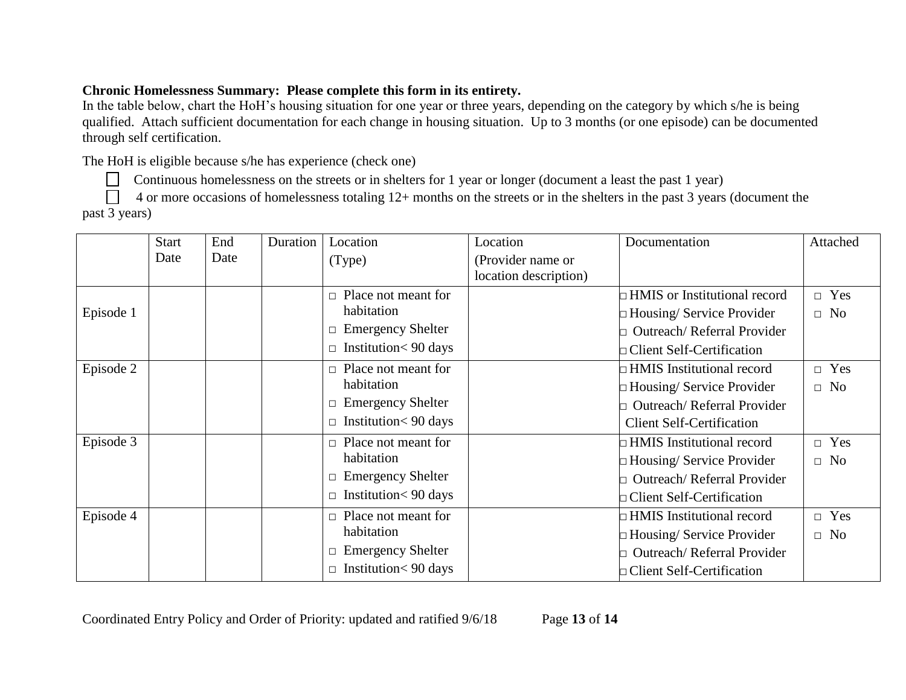**Chronic Homelessness Summary: Please complete this form in its entirety.**

In the table below, chart the HoH's housing situation for one year or three years, depending on the category by which s/he is being qualified. Attach sufficient documentation for each change in housing situation. Up to 3 months (or one episode) can be documented through self certification.

The HoH is eligible because s/he has experience (check one)

☐ Continuous homelessness on the streets or in shelters for 1 year or longer (document a least the past 1 year)

☐ 4 or more occasions of homelessness totaling 12+ months on the streets or in the shelters in the past 3 years (document the past 3 years)

| | Start Date | End Date | Duration | Location (Type) | Location (Provider name or location description) | Documentation | Attached |
|---|---|---|---|---|---|---|---|
| Episode 1 | | | | □ Place not meant for habitation<br>□ Emergency Shelter<br>□ Institution< 90 days | | □ HMIS or Institutional record<br>□ Housing/ Service Provider<br>□ Outreach/ Referral Provider<br>□ Client Self-Certification | □ Yes<br>□ No |
| Episode 2 | | | | □ Place not meant for habitation<br>□ Emergency Shelter<br>□ Institution< 90 days | | □ HMIS Institutional record<br>□ Housing/ Service Provider<br>□ Outreach/ Referral Provider<br>Client Self-Certification | □ Yes<br>□ No |
| Episode 3 | | | | □ Place not meant for habitation<br>□ Emergency Shelter<br>□ Institution< 90 days | | □ HMIS Institutional record<br>□ Housing/ Service Provider<br>□ Outreach/ Referral Provider<br>□ Client Self-Certification | □ Yes<br>□ No |
| Episode 4 | | | | □ Place not meant for habitation<br>□ Emergency Shelter<br>□ Institution< 90 days | | □ HMIS Institutional record<br>□ Housing/ Service Provider<br>□ Outreach/ Referral Provider<br>□ Client Self-Certification | □ Yes<br>□ No |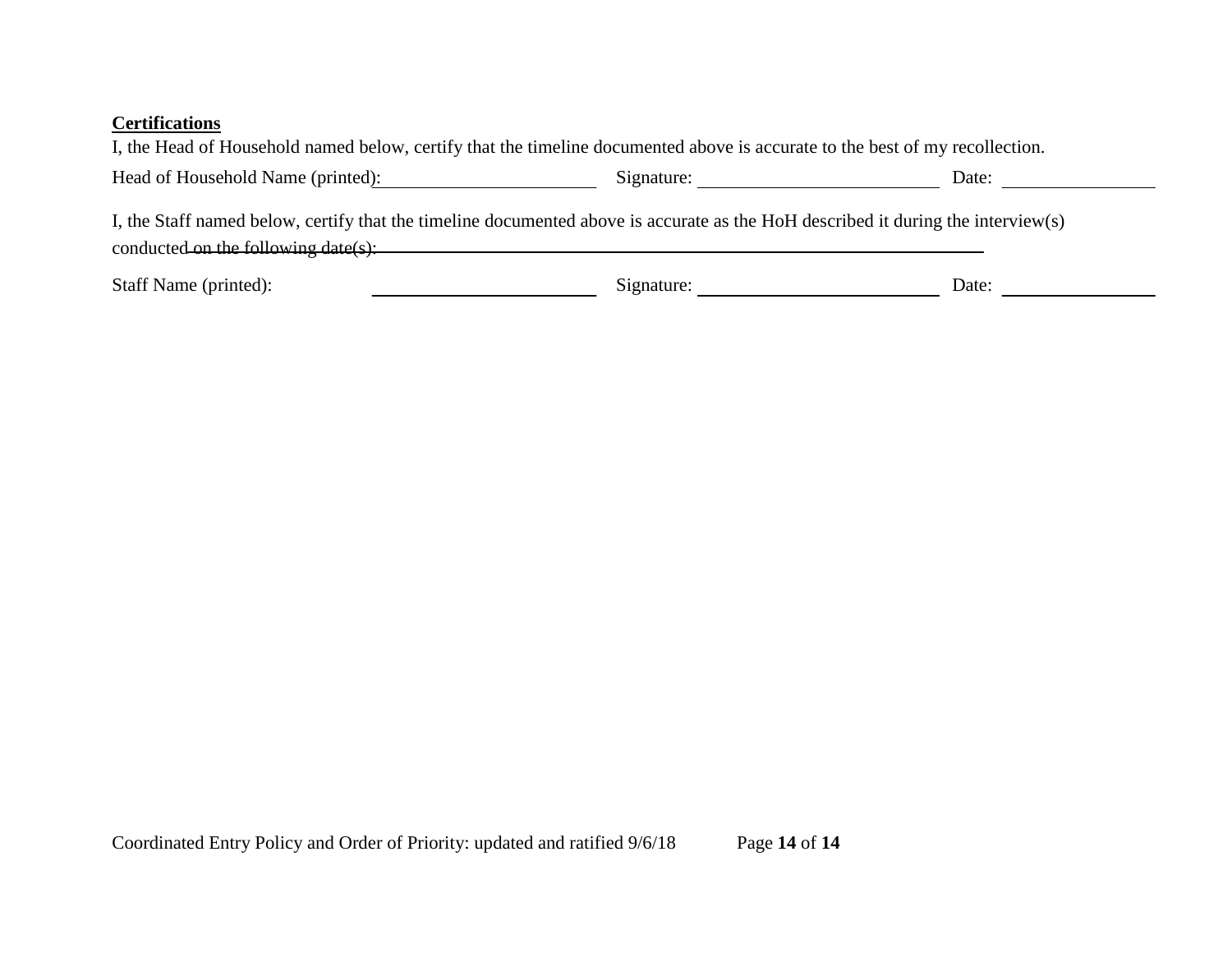**Certifications**

I, the Head of Household named below, certify that the timeline documented above is accurate to the best of my recollection.

Head of Household Name (printed): \_\_\_\_\_\_\_\_\_\_\_\_\_\_\_\_\_\_\_\_\_\_\_\_ Signature: \_\_\_\_\_\_\_\_\_\_\_\_\_\_\_\_\_\_\_\_\_\_\_\_\_\_ Date: \_\_\_\_\_\_\_\_\_\_\_\_\_\_\_\_

I, the Staff named below, certify that the timeline documented above is accurate as the HoH described it during the interview(s) conducted on the following date(s): \_\_\_\_\_\_\_\_\_\_\_\_\_\_\_\_\_\_\_\_\_\_\_\_\_\_\_\_\_\_\_\_\_\_\_\_\_\_\_\_\_\_\_\_\_\_\_\_\_\_\_\_\_\_\_\_\_\_\_\_\_\_\_\_

Staff Name (printed): \_\_\_\_\_\_\_\_\_\_\_\_\_\_\_\_\_\_\_\_\_\_\_\_ Signature: \_\_\_\_\_\_\_\_\_\_\_\_\_\_\_\_\_\_\_\_\_\_\_\_\_\_ Date: \_\_\_\_\_\_\_\_\_\_\_\_\_\_\_\_